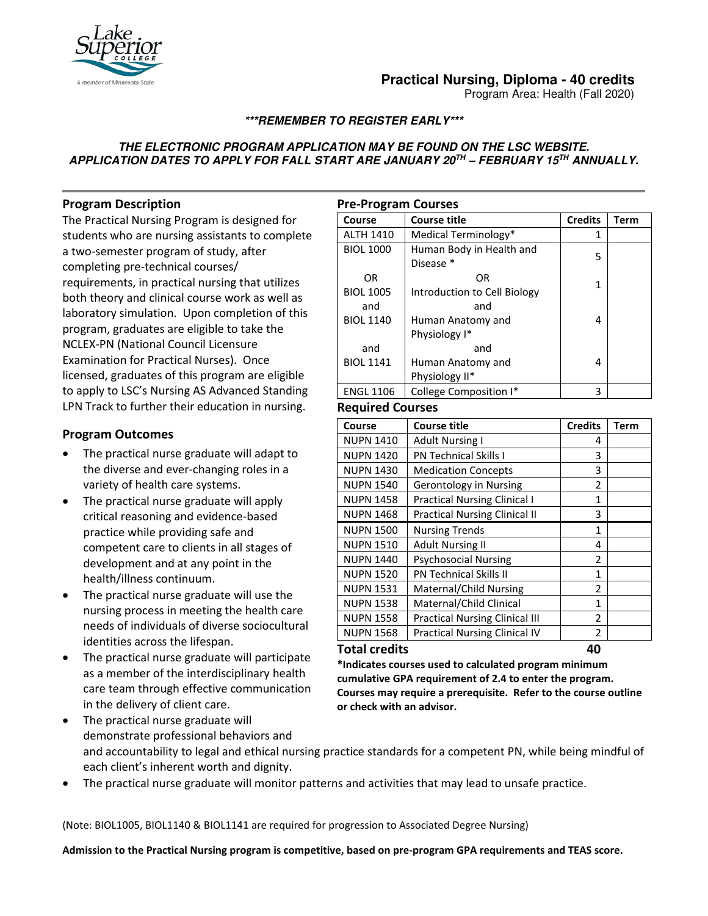# Practical Nursing, Diploma - 40 credits

Program Area: Health (Fall 2020)

***REMEMBER TO REGISTER EARLY***

**THE ELECTRONIC PROGRAM APPLICATION MAY BE FOUND ON THE LSC WEBSITE.**
**APPLICATION DATES TO APPLY FOR FALL START ARE JANUARY 20TH – FEBRUARY 15TH ANNUALLY.**

## Program Description

The Practical Nursing Program is designed for students who are nursing assistants to complete a two-semester program of study, after completing pre-technical courses/ requirements, in practical nursing that utilizes both theory and clinical course work as well as laboratory simulation. Upon completion of this program, graduates are eligible to take the NCLEX-PN (National Council Licensure Examination for Practical Nurses). Once licensed, graduates of this program are eligible to apply to LSC's Nursing AS Advanced Standing LPN Track to further their education in nursing.

## Program Outcomes

- The practical nurse graduate will adapt to the diverse and ever-changing roles in a variety of health care systems.
- The practical nurse graduate will apply critical reasoning and evidence-based practice while providing safe and competent care to clients in all stages of development and at any point in the health/illness continuum.
- The practical nurse graduate will use the nursing process in meeting the health care needs of individuals of diverse sociocultural identities across the lifespan.
- The practical nurse graduate will participate as a member of the interdisciplinary health care team through effective communication in the delivery of client care.
- The practical nurse graduate will demonstrate professional behaviors and and accountability to legal and ethical nursing practice standards for a competent PN, while being mindful of each client's inherent worth and dignity.
- The practical nurse graduate will monitor patterns and activities that may lead to unsafe practice.

## Pre-Program Courses

| Course | Course title | Credits | Term |
|---|---|---|---|
| ALTH 1410 | Medical Terminology* | 1 | |
| BIOL 1000 | Human Body in Health and Disease * | 5 | |
| OR | OR | | |
| BIOL 1005 | Introduction to Cell Biology | 1 | |
| and | and | | |
| BIOL 1140 | Human Anatomy and Physiology I* | 4 | |
| and | and | | |
| BIOL 1141 | Human Anatomy and Physiology II* | 4 | |
| ENGL 1106 | College Composition I* | 3 | |

## Required Courses

| Course | Course title | Credits | Term |
|---|---|---|---|
| NUPN 1410 | Adult Nursing I | 4 | |
| NUPN 1420 | PN Technical Skills I | 3 | |
| NUPN 1430 | Medication Concepts | 3 | |
| NUPN 1540 | Gerontology in Nursing | 2 | |
| NUPN 1458 | Practical Nursing Clinical I | 1 | |
| NUPN 1468 | Practical Nursing Clinical II | 3 | |
| NUPN 1500 | Nursing Trends | 1 | |
| NUPN 1510 | Adult Nursing II | 4 | |
| NUPN 1440 | Psychosocial Nursing | 2 | |
| NUPN 1520 | PN Technical Skills II | 1 | |
| NUPN 1531 | Maternal/Child Nursing | 2 | |
| NUPN 1538 | Maternal/Child Clinical | 1 | |
| NUPN 1558 | Practical Nursing Clinical III | 2 | |
| NUPN 1568 | Practical Nursing Clinical IV | 2 | |
| **Total credits** | | **40** | |

***Indicates courses used to calculated program minimum cumulative GPA requirement of 2.4 to enter the program. Courses may require a prerequisite. Refer to the course outline or check with an advisor.**

(Note: BIOL1005, BIOL1140 & BIOL1141 are required for progression to Associated Degree Nursing)

**Admission to the Practical Nursing program is competitive, based on pre-program GPA requirements and TEAS score.**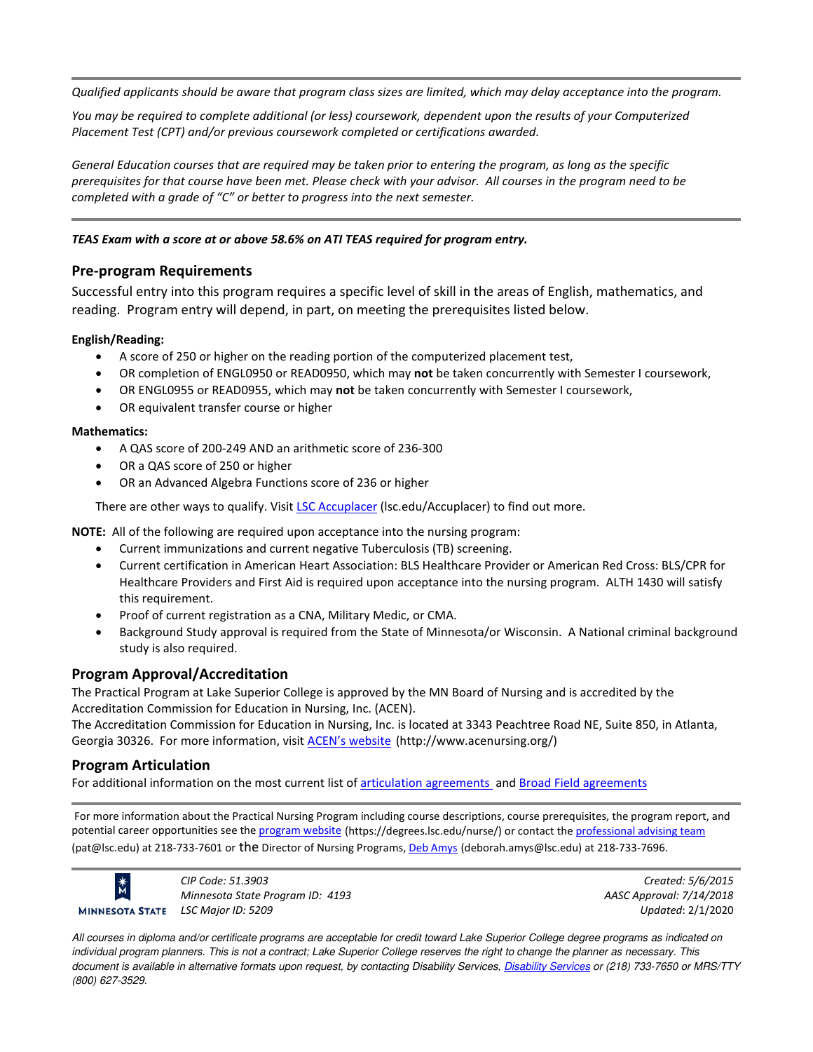*Qualified applicants should be aware that program class sizes are limited, which may delay acceptance into the program.*

*You may be required to complete additional (or less) coursework, dependent upon the results of your Computerized Placement Test (CPT) and/or previous coursework completed or certifications awarded.*

*General Education courses that are required may be taken prior to entering the program, as long as the specific prerequisites for that course have been met. Please check with your advisor. All courses in the program need to be completed with a grade of "C" or better to progress into the next semester.*

***TEAS Exam with a score at or above 58.6% on ATI TEAS required for program entry.***

## Pre-program Requirements

Successful entry into this program requires a specific level of skill in the areas of English, mathematics, and reading. Program entry will depend, in part, on meeting the prerequisites listed below.

**English/Reading:**

- A score of 250 or higher on the reading portion of the computerized placement test,
- OR completion of ENGL0950 or READ0950, which may **not** be taken concurrently with Semester I coursework,
- OR ENGL0955 or READ0955, which may **not** be taken concurrently with Semester I coursework,
- OR equivalent transfer course or higher

**Mathematics:**

- A QAS score of 200-249 AND an arithmetic score of 236-300
- OR a QAS score of 250 or higher
- OR an Advanced Algebra Functions score of 236 or higher

There are other ways to qualify. Visit LSC Accuplacer (lsc.edu/Accuplacer) to find out more.

**NOTE:** All of the following are required upon acceptance into the nursing program:

- Current immunizations and current negative Tuberculosis (TB) screening.
- Current certification in American Heart Association: BLS Healthcare Provider or American Red Cross: BLS/CPR for Healthcare Providers and First Aid is required upon acceptance into the nursing program. ALTH 1430 will satisfy this requirement.
- Proof of current registration as a CNA, Military Medic, or CMA.
- Background Study approval is required from the State of Minnesota/or Wisconsin. A National criminal background study is also required.

## Program Approval/Accreditation

The Practical Program at Lake Superior College is approved by the MN Board of Nursing and is accredited by the Accreditation Commission for Education in Nursing, Inc. (ACEN).
The Accreditation Commission for Education in Nursing, Inc. is located at 3343 Peachtree Road NE, Suite 850, in Atlanta, Georgia 30326. For more information, visit ACEN's website (http://www.acenursing.org/)

## Program Articulation

For additional information on the most current list of articulation agreements and Broad Field agreements

For more information about the Practical Nursing Program including course descriptions, course prerequisites, the program report, and potential career opportunities see the program website (https://degrees.lsc.edu/nurse/) or contact the professional advising team (pat@lsc.edu) at 218-733-7601 or the Director of Nursing Programs, Deb Amys (deborah.amys@lsc.edu) at 218-733-7696.

MINNESOTA STATE

*CIP Code: 51.3903*
*Minnesota State Program ID: 4193*
*LSC Major ID: 5209*

*Created: 5/6/2015*
*AASC Approval: 7/14/2018*
*Updated: 2/1/2020*

*All courses in diploma and/or certificate programs are acceptable for credit toward Lake Superior College degree programs as indicated on individual program planners. This is not a contract; Lake Superior College reserves the right to change the planner as necessary. This document is available in alternative formats upon request, by contacting Disability Services, Disability Services or (218) 733-7650 or MRS/TTY (800) 627-3529.*